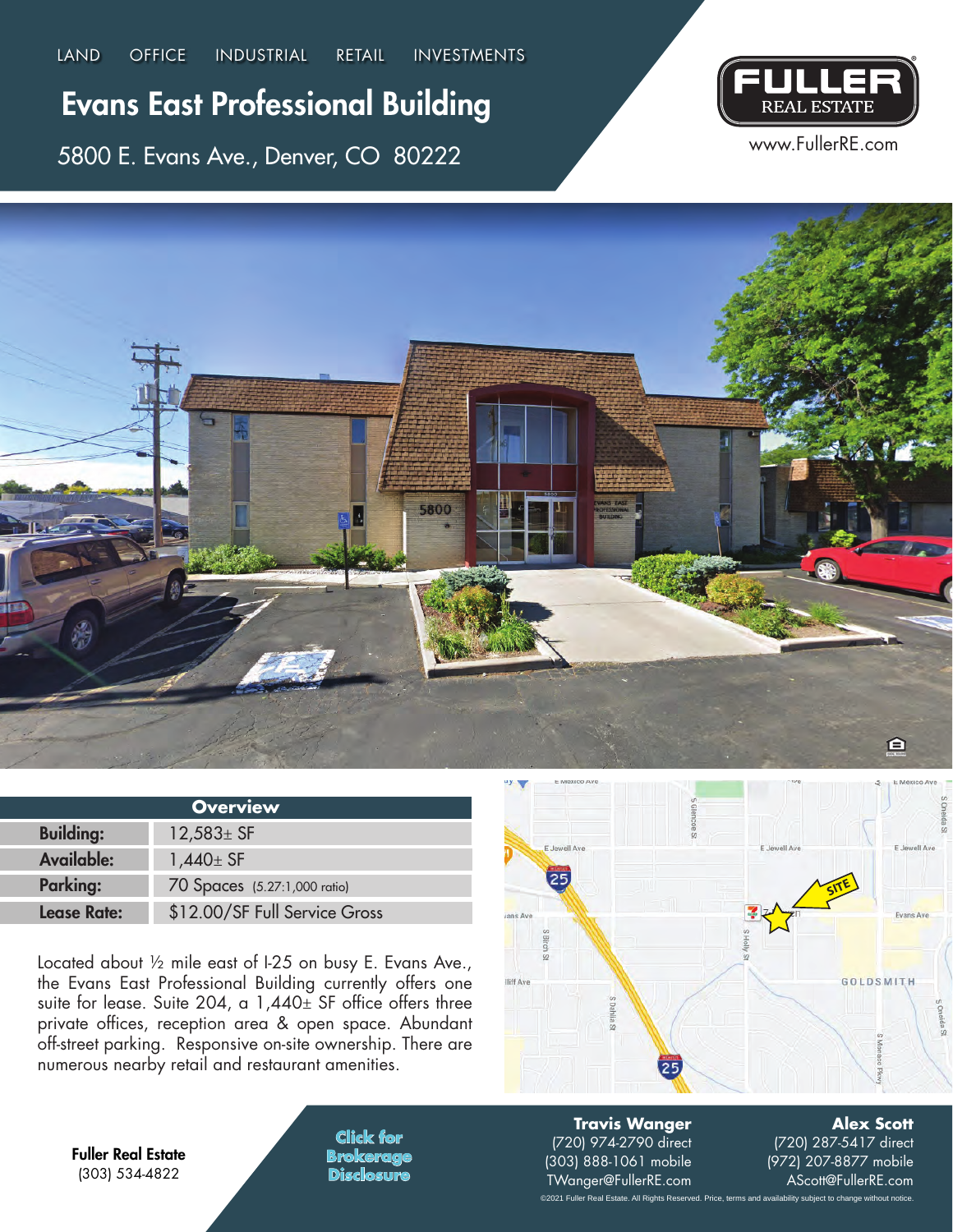LAND OFFICE INDUSTRIAL RETAIL INVESTMENTS

# Evans East Professional Building

5800 E. Evans Ave., Denver, CO 80222

FULLER REAL ESTATE

www.FullerRE.com

| Overview | |
|---|---|
| **Building:** | 12,583± SF |
| **Available:** | 1,440± SF |
| **Parking:** | 70 Spaces (5.27:1,000 ratio) |
| **Lease Rate:** | $12.00/SF Full Service Gross |

Located about ½ mile east of I-25 on busy E. Evans Ave., the Evans East Professional Building currently offers one suite for lease. Suite 204, a 1,440± SF office offers three private offices, reception area & open space. Abundant off-street parking. Responsive on-site ownership. There are numerous nearby retail and restaurant amenities.

**Fuller Real Estate**
(303) 534-4822

**Click for Brokerage Disclosure**

**Travis Wanger**
(720) 974-2790 direct
(303) 888-1061 mobile
TWanger@FullerRE.com

**Alex Scott**
(720) 287-5417 direct
(972) 207-8877 mobile
AScott@FullerRE.com

©2021 Fuller Real Estate. All Rights Reserved. Price, terms and availability subject to change without notice.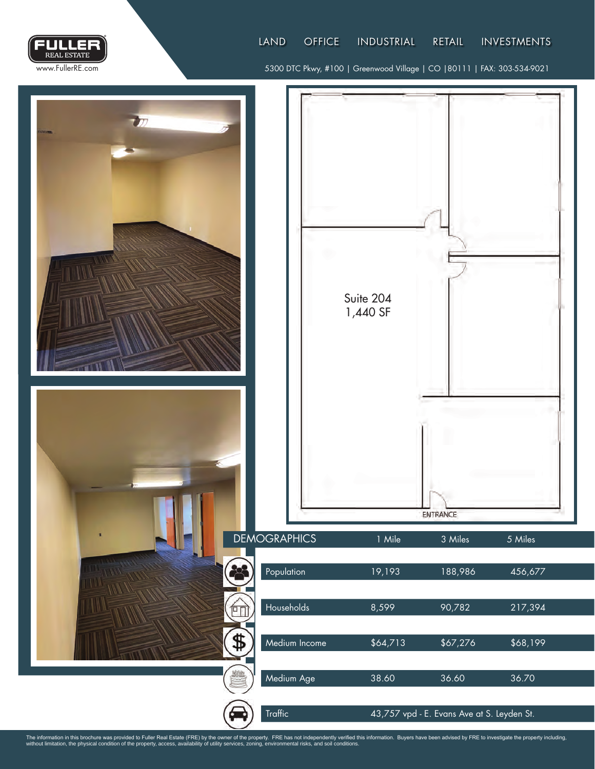FULLER REAL ESTATE

www.FullerRE.com

LAND OFFICE INDUSTRIAL RETAIL INVESTMENTS

5300 DTC Pkwy, #100 | Greenwood Village | CO |80111 | FAX: 303-534-9021

Suite 204
1,440 SF

ENTRANCE

## DEMOGRAPHICS

| | 1 Mile | 3 Miles | 5 Miles |
|---|---|---|---|
| Population | 19,193 | 188,986 | 456,677 |
| Households | 8,599 | 90,782 | 217,394 |
| Medium Income | $64,713 | $67,276 | $68,199 |
| Medium Age | 38.60 | 36.60 | 36.70 |
| Traffic | 43,757 vpd - E. Evans Ave at S. Leyden St. | | |

The information in this brochure was provided to Fuller Real Estate (FRE) by the owner of the property. FRE has not independently verified this information. Buyers have been advised by FRE to investigate the property including, without limitation, the physical condition of the property, access, availability of utility services, zoning, environmental risks, and soil conditions.